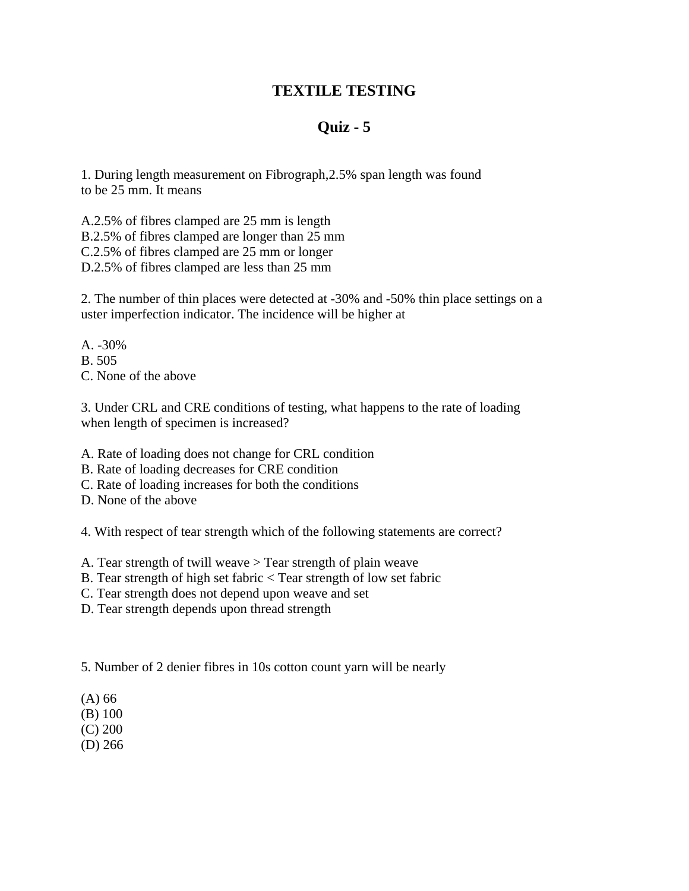# TEXTILE TESTING

## Quiz - 5

1. During length measurement on Fibrograph,2.5% span length was found to be 25 mm. It means

A.2.5% of fibres clamped are 25 mm is length
B.2.5% of fibres clamped are longer than 25 mm
C.2.5% of fibres clamped are 25 mm or longer
D.2.5% of fibres clamped are less than 25 mm

2. The number of thin places were detected at -30% and -50% thin place settings on a uster imperfection indicator. The incidence will be higher at

A. -30%
B. 505
C. None of the above

3. Under CRL and CRE conditions of testing, what happens to the rate of loading when length of specimen is increased?

A. Rate of loading does not change for CRL condition
B. Rate of loading decreases for CRE condition
C. Rate of loading increases for both the conditions
D. None of the above

4. With respect of tear strength which of the following statements are correct?

A. Tear strength of twill weave > Tear strength of plain weave
B. Tear strength of high set fabric < Tear strength of low set fabric
C. Tear strength does not depend upon weave and set
D. Tear strength depends upon thread strength

5. Number of 2 denier fibres in 10s cotton count yarn will be nearly

(A) 66
(B) 100
(C) 200
(D) 266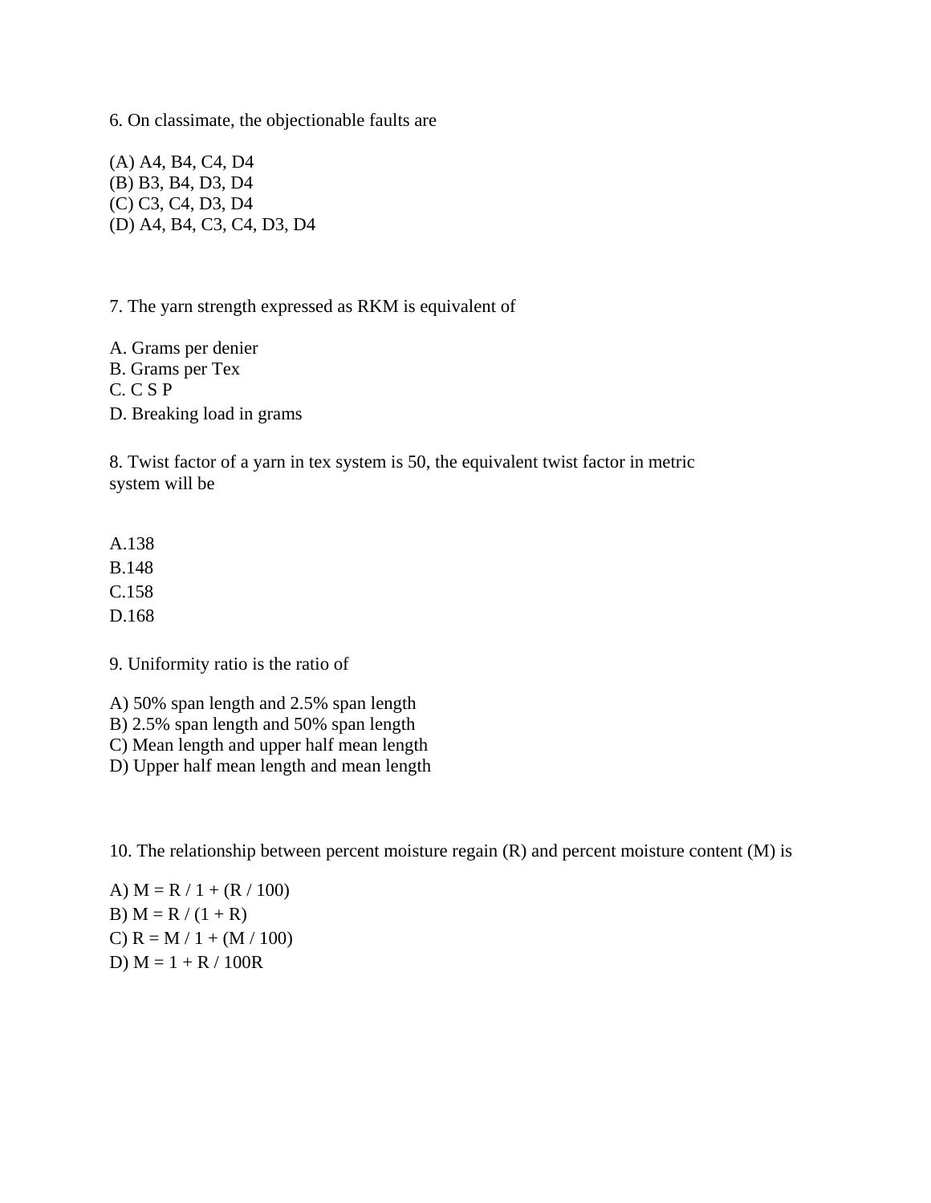6. On classimate, the objectionable faults are

(A) A4, B4, C4, D4
(B) B3, B4, D3, D4
(C) C3, C4, D3, D4
(D) A4, B4, C3, C4, D3, D4

7. The yarn strength expressed as RKM is equivalent of

A. Grams per denier
B. Grams per Tex
C. C S P
D. Breaking load in grams

8. Twist factor of a yarn in tex system is 50, the equivalent twist factor in metric system will be

A.138
B.148
C.158
D.168

9. Uniformity ratio is the ratio of

A) 50% span length and 2.5% span length
B) 2.5% span length and 50% span length
C) Mean length and upper half mean length
D) Upper half mean length and mean length

10. The relationship between percent moisture regain (R) and percent moisture content (M) is

A) $M = R / 1 + (R / 100)$
B) $M = R / (1 + R)$
C) $R = M / 1 + (M / 100)$
D) $M = 1 + R / 100R$